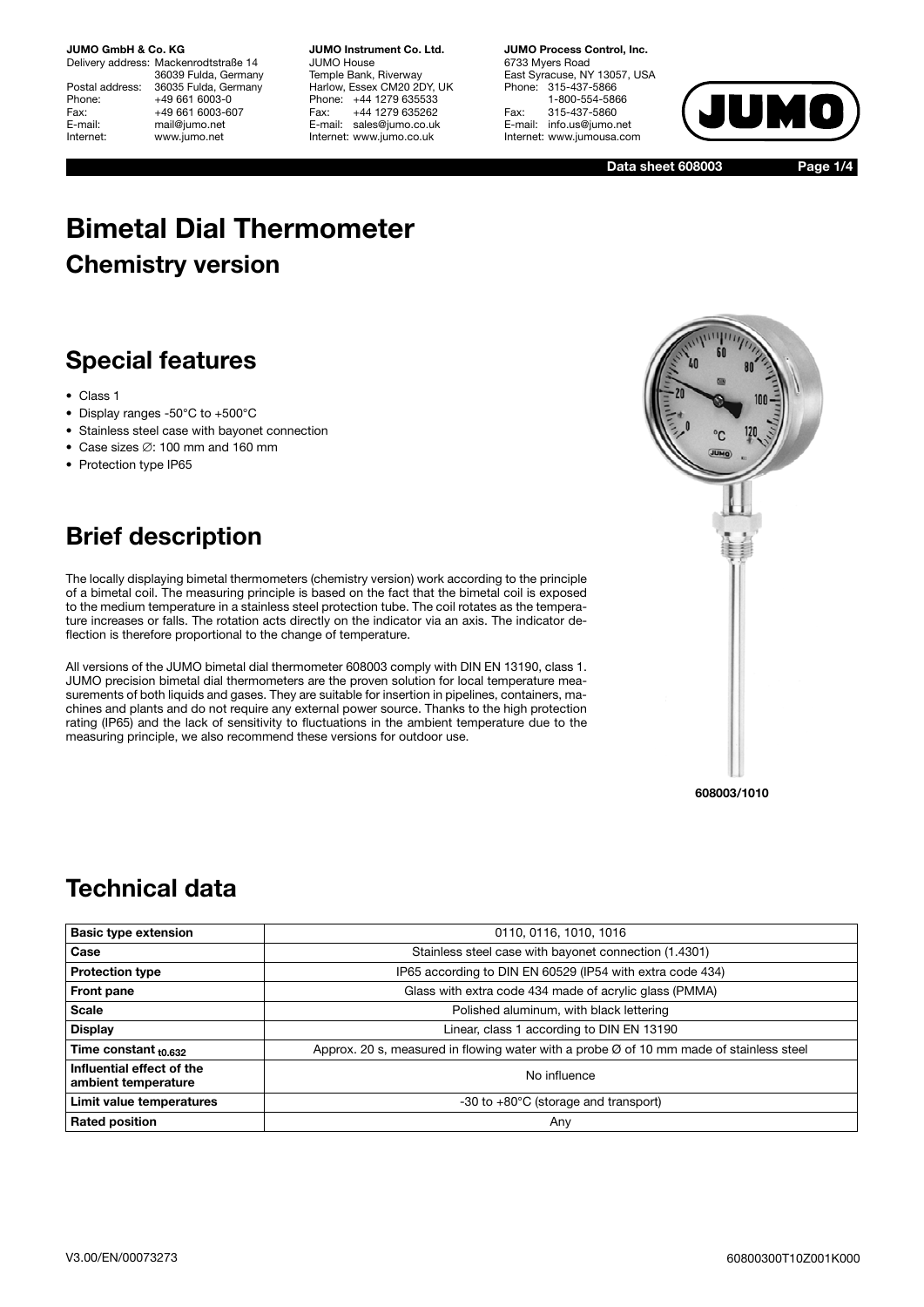**JUMO GmbH & Co. KG**
Delivery address: Mackenrodtstraße 14
36039 Fulda, Germany
Postal address: 36035 Fulda, Germany
Phone: +49 661 6003-0
Fax: +49 661 6003-607
E-mail: mail@jumo.net
Internet: www.jumo.net

**JUMO Instrument Co. Ltd.**
JUMO House
Temple Bank, Riverway
Harlow, Essex CM20 2DY, UK
Phone: +44 1279 635533
Fax: +44 1279 635262
E-mail: sales@jumo.co.uk
Internet: www.jumo.co.uk

**JUMO Process Control, Inc.**
6733 Myers Road
East Syracuse, NY 13057, USA
Phone: 315-437-5866
1-800-554-5866
Fax: 315-437-5860
E-mail: info.us@jumo.net
Internet: www.jumousa.com

**Data sheet 608003**

# Bimetal Dial Thermometer

## Chemistry version

## Special features

- Class 1
- Display ranges -50°C to +500°C
- Stainless steel case with bayonet connection
- Case sizes ∅: 100 mm and 160 mm
- Protection type IP65

## Brief description

The locally displaying bimetal thermometers (chemistry version) work according to the principle of a bimetal coil. The measuring principle is based on the fact that the bimetal coil is exposed to the medium temperature in a stainless steel protection tube. The coil rotates as the temperature increases or falls. The rotation acts directly on the indicator via an axis. The indicator deflection is therefore proportional to the change of temperature.

All versions of the JUMO bimetal dial thermometer 608003 comply with DIN EN 13190, class 1. JUMO precision bimetal dial thermometers are the proven solution for local temperature measurements of both liquids and gases. They are suitable for insertion in pipelines, containers, machines and plants and do not require any external power source. Thanks to the high protection rating (IP65) and the lack of sensitivity to fluctuations in the ambient temperature due to the measuring principle, we also recommend these versions for outdoor use.

608003/1010

## Technical data

| **Basic type extension** | 0110, 0116, 1010, 1016 |
|---|---|
| **Case** | Stainless steel case with bayonet connection (1.4301) |
| **Protection type** | IP65 according to DIN EN 60529 (IP54 with extra code 434) |
| **Front pane** | Glass with extra code 434 made of acrylic glass (PMMA) |
| **Scale** | Polished aluminum, with black lettering |
| **Display** | Linear, class 1 according to DIN EN 13190 |
| **Time constant $t_{0.632}$** | Approx. 20 s, measured in flowing water with a probe Ø of 10 mm made of stainless steel |
| **Influential effect of the ambient temperature** | No influence |
| **Limit value temperatures** | -30 to +80°C (storage and transport) |
| **Rated position** | Any |

V3.00/EN/00073273 60800300T10Z001K000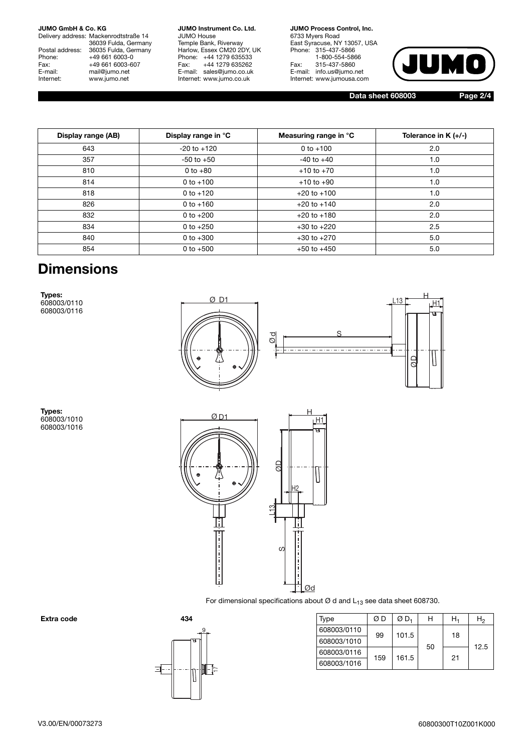| Display range (AB) | Display range in °C | Measuring range in °C | Tolerance in K (+/-) |
|---|---|---|---|
| 643 | -20 to +120 | 0 to +100 | 2.0 |
| 357 | -50 to +50 | -40 to +40 | 1.0 |
| 810 | 0 to +80 | +10 to +70 | 1.0 |
| 814 | 0 to +100 | +10 to +90 | 1.0 |
| 818 | 0 to +120 | +20 to +100 | 1.0 |
| 826 | 0 to +160 | +20 to +140 | 2.0 |
| 832 | 0 to +200 | +20 to +180 | 2.0 |
| 834 | 0 to +250 | +30 to +220 | 2.5 |
| 840 | 0 to +300 | +30 to +270 | 5.0 |
| 854 | 0 to +500 | +50 to +450 | 5.0 |

# Dimensions

**Types:**
608003/0110
608003/0116

**Types:**
608003/1010
608003/1016

For dimensional specifications about Ø d and $L_{13}$ see data sheet 608730.

**Extra code** **434**

| Type | Ø D | Ø $D_1$ | H | $H_1$ | $H_2$ |
|---|---|---|---|---|---|
| 608003/0110 | 99 | 101.5 | 50 | 18 | 12.5 |
| 608003/1010 | | | | | |
| 608003/0116 | 159 | 161.5 | | 21 | |
| 608003/1016 | | | | | |

V3.00/EN/00073273

60800300T10Z001K000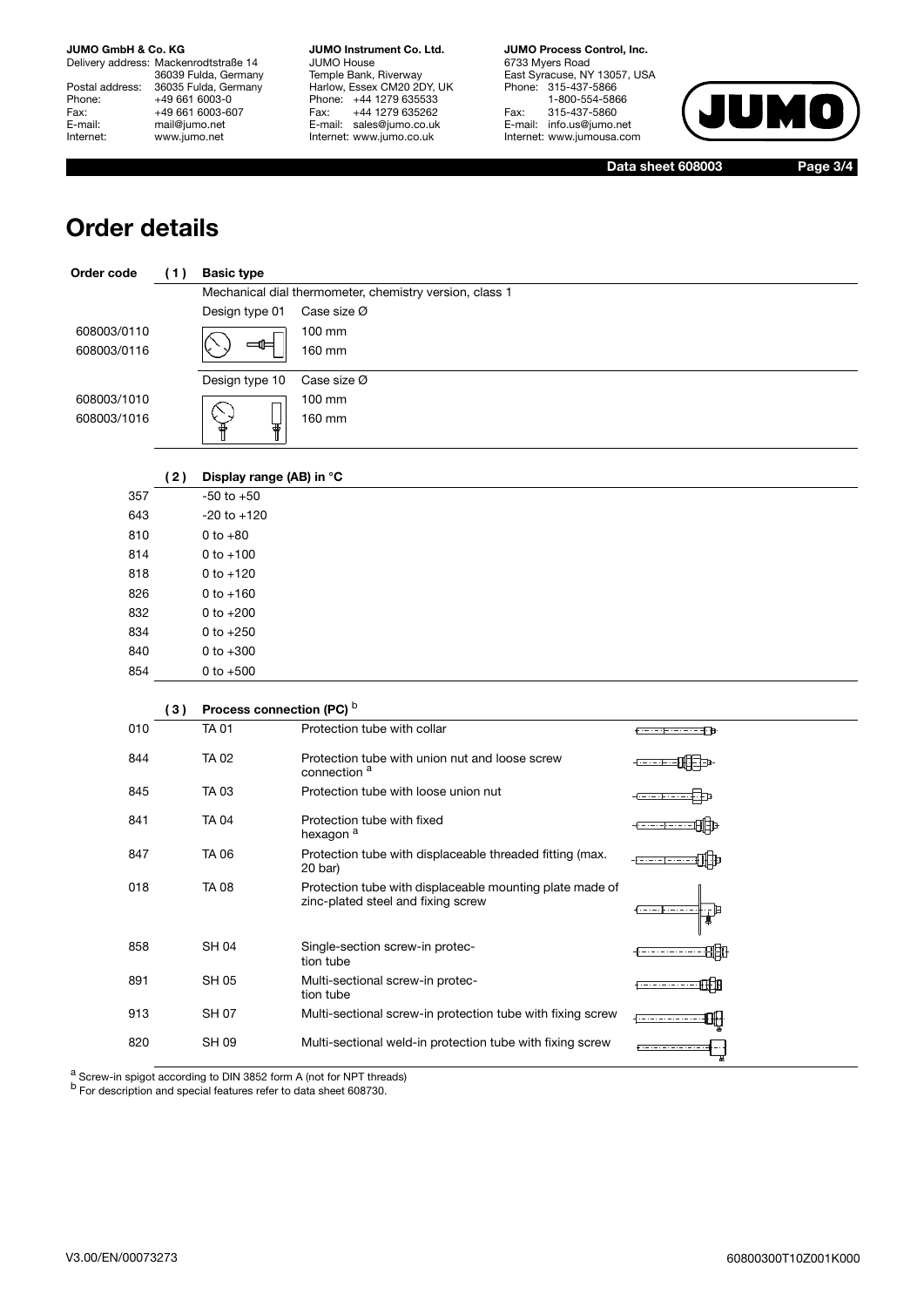# Order details

| Order code | (1) | Basic type | |
|---|---|---|---|
| | | Mechanical dial thermometer, chemistry version, class 1 | |
| | | Design type 01 | Case size Ø |
| 608003/0110 | | | 100 mm |
| 608003/0116 | | | 160 mm |
| | | Design type 10 | Case size Ø |
| 608003/1010 | | | 100 mm |
| 608003/1016 | | | 160 mm |

| | (2) | Display range (AB) in °C |
|---|---|---|
| 357 | | -50 to +50 |
| 643 | | -20 to +120 |
| 810 | | 0 to +80 |
| 814 | | 0 to +100 |
| 818 | | 0 to +120 |
| 826 | | 0 to +160 |
| 832 | | 0 to +200 |
| 834 | | 0 to +250 |
| 840 | | 0 to +300 |
| 854 | | 0 to +500 |

| | (3) | Process connection (PC) [b] | |
|---|---|---|---|
| 010 | | TA 01 | Protection tube with collar |
| 844 | | TA 02 | Protection tube with union nut and loose screw connection [a] |
| 845 | | TA 03 | Protection tube with loose union nut |
| 841 | | TA 04 | Protection tube with fixed hexagon [a] |
| 847 | | TA 06 | Protection tube with displaceable threaded fitting (max. 20 bar) |
| 018 | | TA 08 | Protection tube with displaceable mounting plate made of zinc-plated steel and fixing screw |
| 858 | | SH 04 | Single-section screw-in protection tube |
| 891 | | SH 05 | Multi-sectional screw-in protection tube |
| 913 | | SH 07 | Multi-sectional screw-in protection tube with fixing screw |
| 820 | | SH 09 | Multi-sectional weld-in protection tube with fixing screw |

[a] Screw-in spigot according to DIN 3852 form A (not for NPT threads)
[b] For description and special features refer to data sheet 608730.

V3.00/EN/00073273 60800300T10Z001K000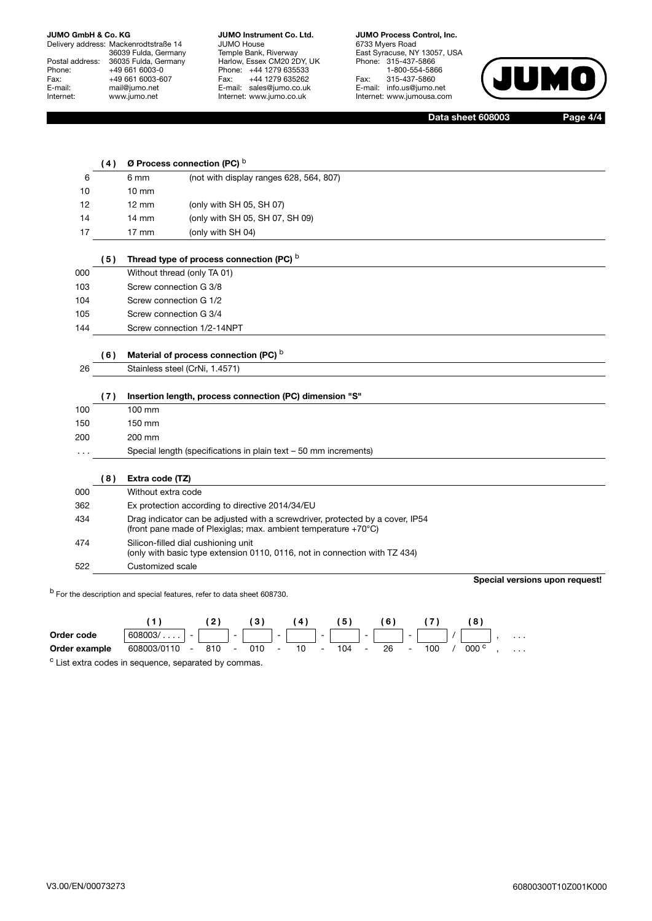| (4) | Ø Process connection (PC) [b] | |
|---|---|---|
| 6 | 6 mm | (not with display ranges 628, 564, 807) |
| 10 | 10 mm | |
| 12 | 12 mm | (only with SH 05, SH 07) |
| 14 | 14 mm | (only with SH 05, SH 07, SH 09) |
| 17 | 17 mm | (only with SH 04) |

| (5) | Thread type of process connection (PC) [b] |
|---|---|
| 000 | Without thread (only TA 01) |
| 103 | Screw connection G 3/8 |
| 104 | Screw connection G 1/2 |
| 105 | Screw connection G 3/4 |
| 144 | Screw connection 1/2-14NPT |

| (6) | Material of process connection (PC) [b] |
|---|---|
| 26 | Stainless steel (CrNi, 1.4571) |

| (7) | Insertion length, process connection (PC) dimension "S" |
|---|---|
| 100 | 100 mm |
| 150 | 150 mm |
| 200 | 200 mm |
| ... | Special length (specifications in plain text – 50 mm increments) |

| (8) | Extra code (TZ) |
|---|---|
| 000 | Without extra code |
| 362 | Ex protection according to directive 2014/34/EU |
| 434 | Drag indicator can be adjusted with a screwdriver, protected by a cover, IP54 (front pane made of Plexiglas; max. ambient temperature +70°C) |
| 474 | Silicon-filled dial cushioning unit (only with basic type extension 0110, 0116, not in connection with TZ 434) |
| 522 | Customized scale |

**Special versions upon request!**

[b] For the description and special features, refer to data sheet 608730.

| | (1) | | (2) | | (3) | | (4) | | (5) | | (6) | | (7) | | (8) | | |
|---|---|---|---|---|---|---|---|---|---|---|---|---|---|---|---|---|---|
| **Order code** | 608003/.... | - | | - | | - | | - | | - | | - | | / | | , | ... |
| **Order example** | 608003/0110 | - | 810 | - | 010 | - | 10 | - | 104 | - | 26 | - | 100 | / | 000 [c] | , | ... |

[c] List extra codes in sequence, separated by commas.

V3.00/EN/00073273

60800300T10Z001K000